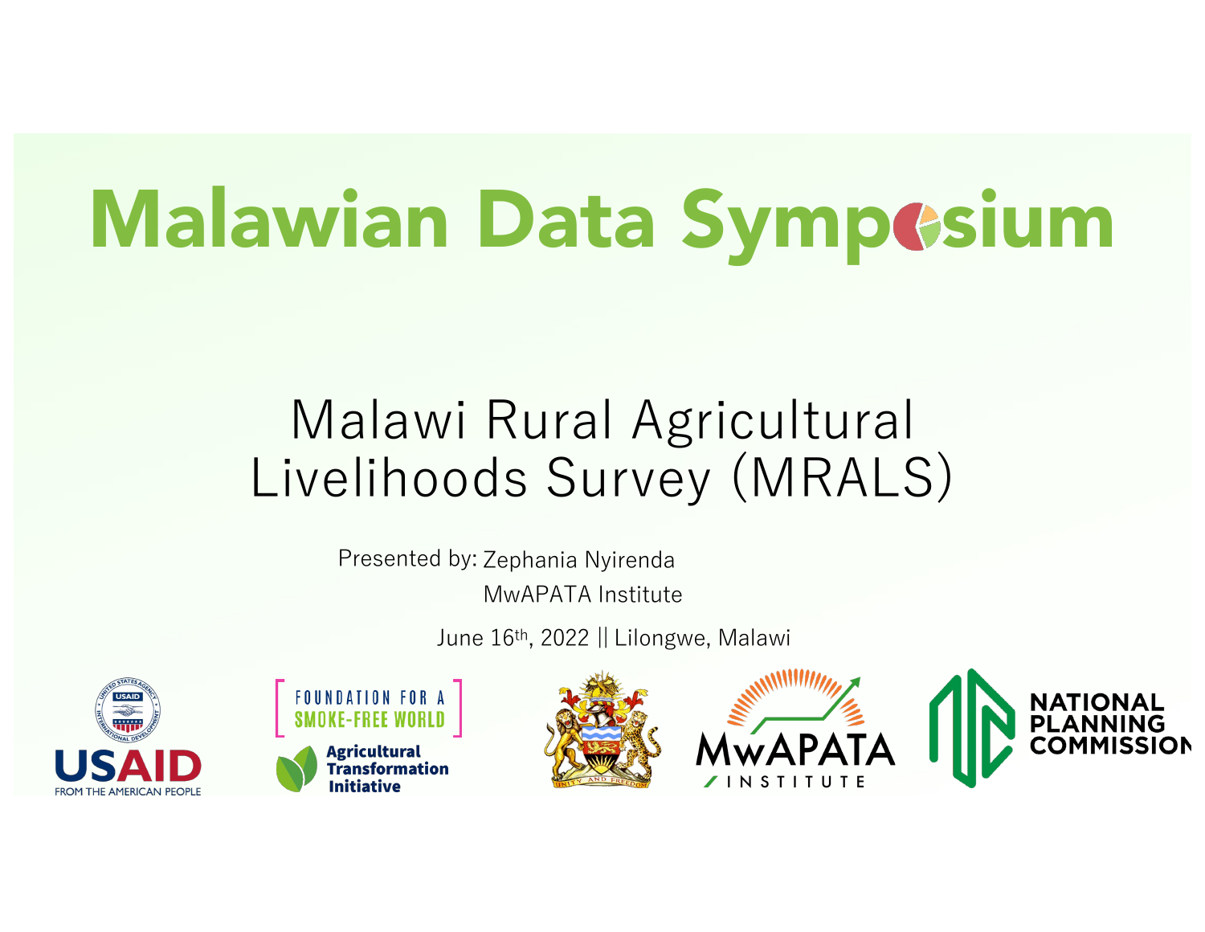# Malawian Data Symposium

## Malawi Rural Agricultural Livelihoods Survey (MRALS)

Presented by: Zephania Nyirenda
MwAPATA Institute

June 16th, 2022 || Lilongwe, Malawi

USAID FROM THE AMERICAN PEOPLE

FOUNDATION FOR A SMOKE-FREE WORLD

Agricultural Transformation Initiative

MwAPATA INSTITUTE

NATIONAL PLANNING COMMISSION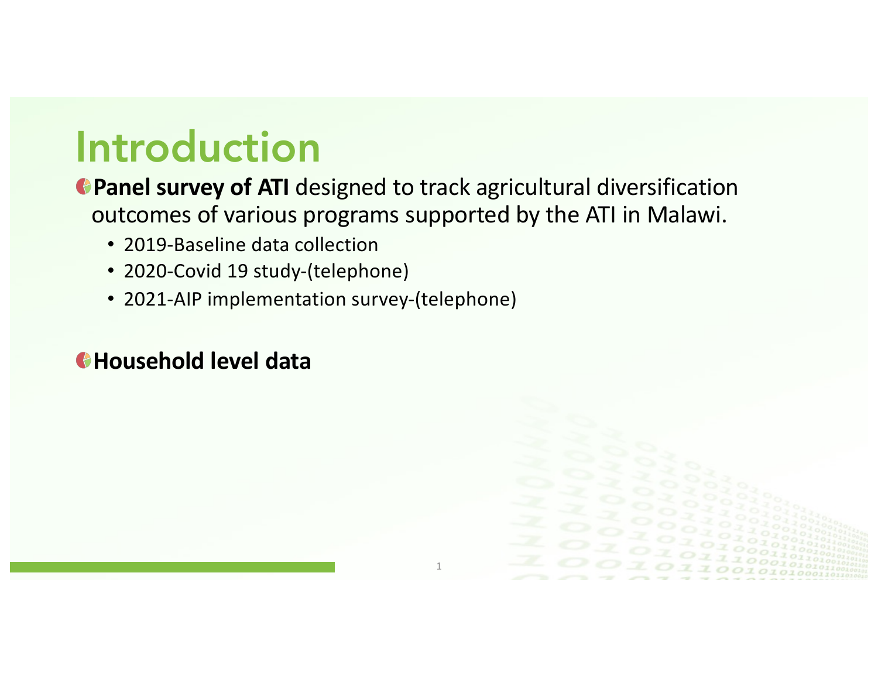# Introduction

- **Panel survey of ATI** designed to track agricultural diversification outcomes of various programs supported by the ATI in Malawi.
  - 2019-Baseline data collection
  - 2020-Covid 19 study-(telephone)
  - 2021-AIP implementation survey-(telephone)

- **Household level data**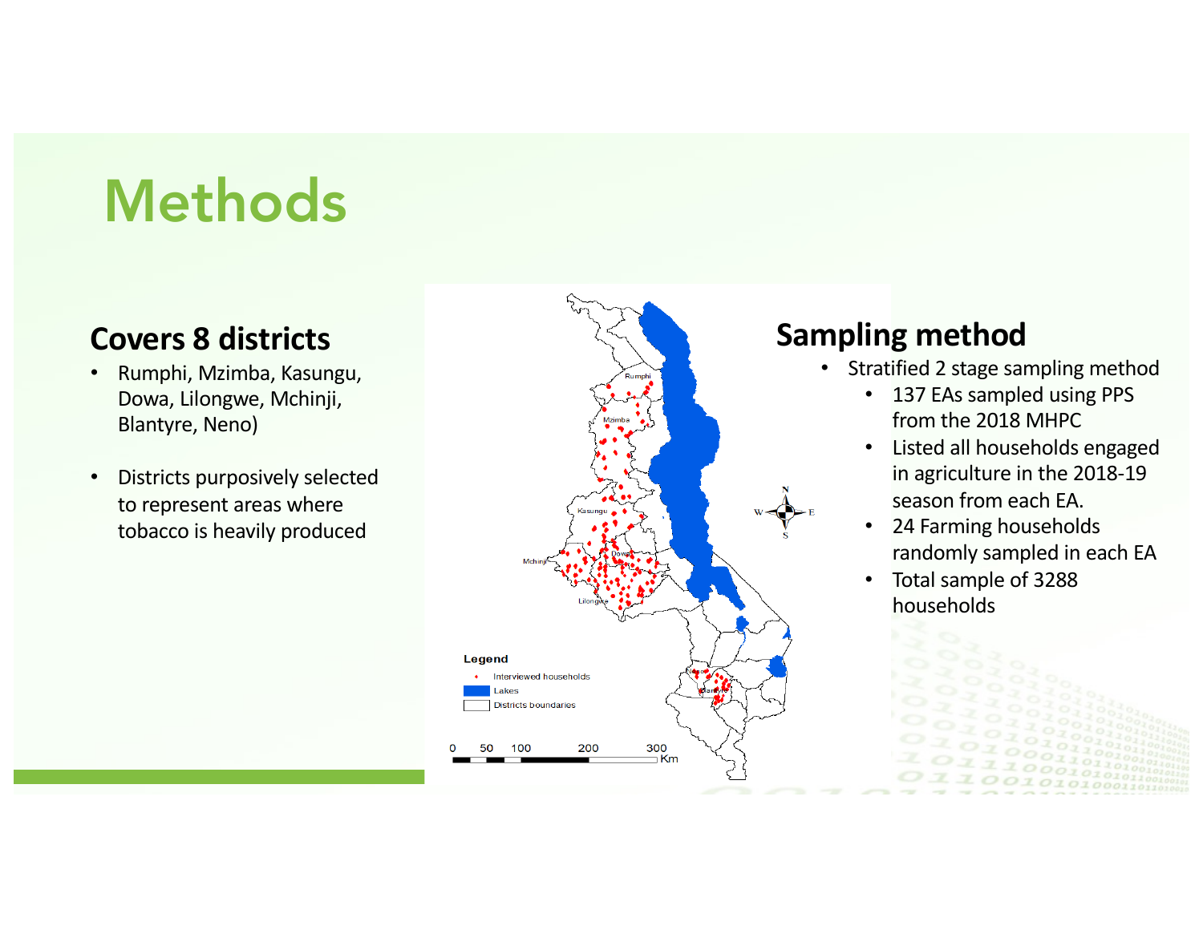# Methods

## Covers 8 districts

- Rumphi, Mzimba, Kasungu, Dowa, Lilongwe, Mchinji, Blantyre, Neno)
- Districts purposively selected to represent areas where tobacco is heavily produced

## Sampling method

- Stratified 2 stage sampling method
  - 137 EAs sampled using PPS from the 2018 MHPC
  - Listed all households engaged in agriculture in the 2018-19 season from each EA.
  - 24 Farming households randomly sampled in each EA
  - Total sample of 3288 households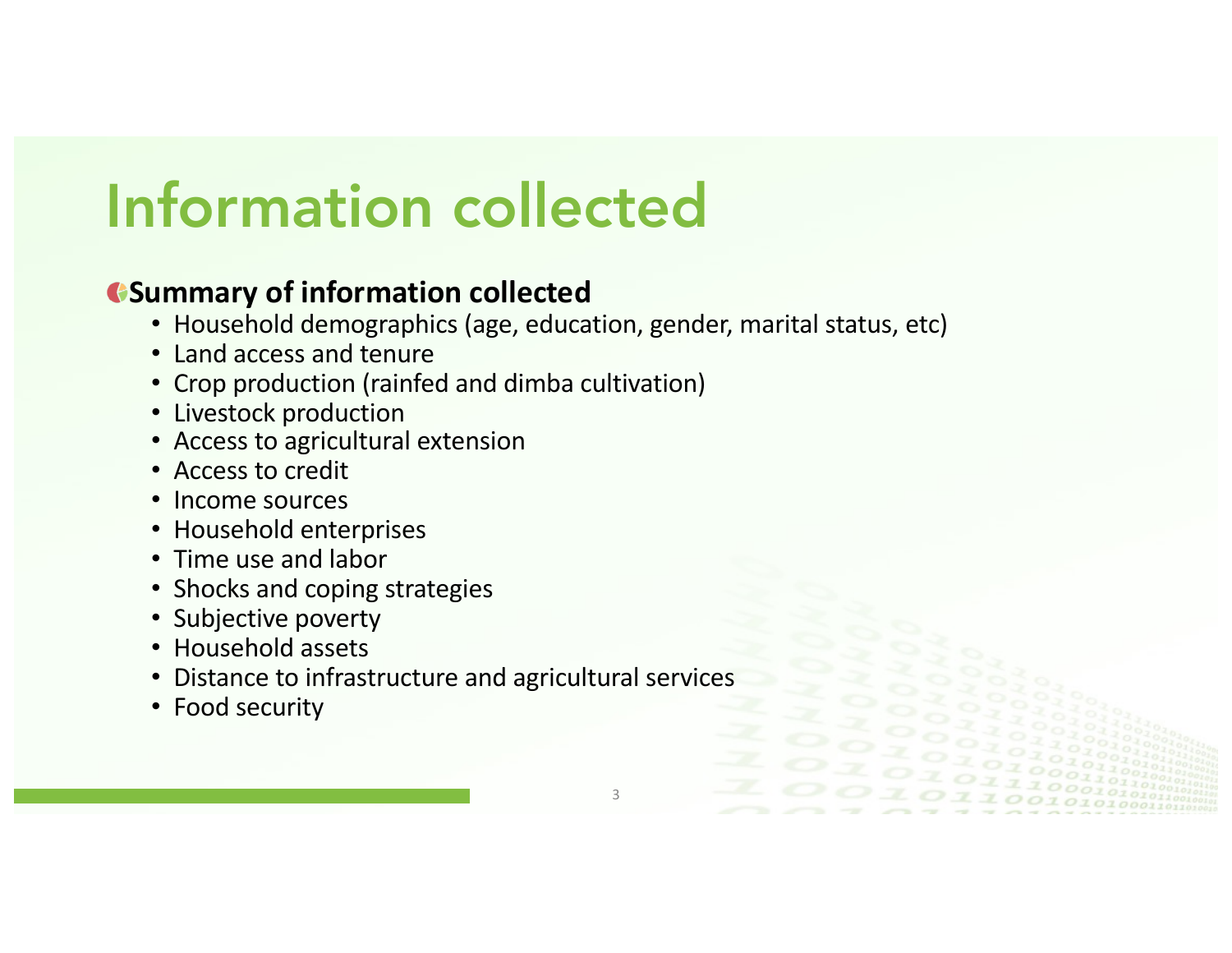# Information collected

**Summary of information collected**

- Household demographics (age, education, gender, marital status, etc)
- Land access and tenure
- Crop production (rainfed and dimba cultivation)
- Livestock production
- Access to agricultural extension
- Access to credit
- Income sources
- Household enterprises
- Time use and labor
- Shocks and coping strategies
- Subjective poverty
- Household assets
- Distance to infrastructure and agricultural services
- Food security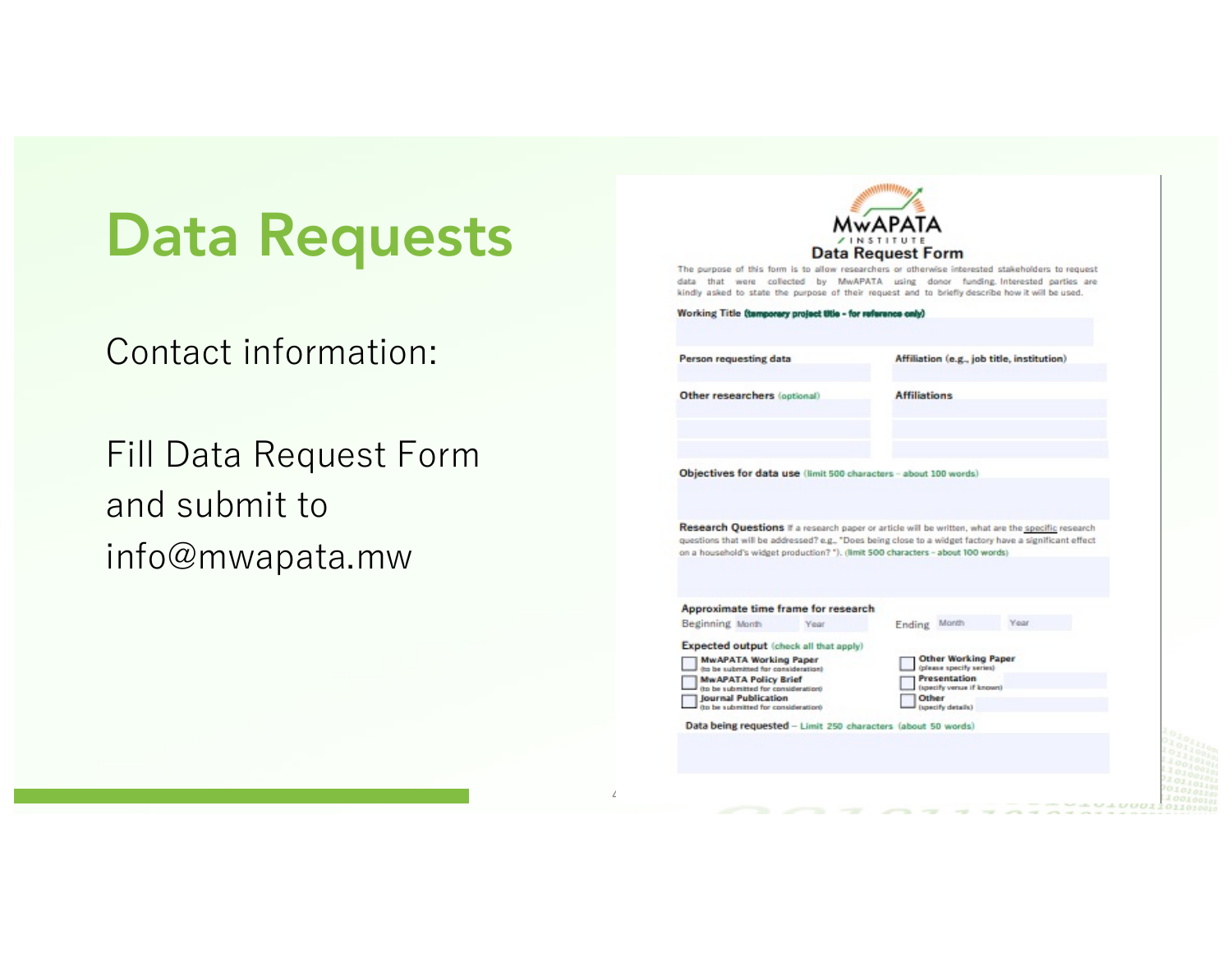# Data Requests

Contact information:

Fill Data Request Form and submit to info@mwapata.mw

MwAPATA INSTITUTE

## Data Request Form

The purpose of this form is to allow researchers or otherwise interested stakeholders to request data that were collected by MwAPATA using donor funding. Interested parties are kindly asked to state the purpose of their request and to briefly describe how it will be used.

**Working Title** (temporary project title - for reference only)

**Person requesting data**

**Affiliation (e.g., job title, institution)**

**Other researchers** (optional)

**Affiliations**

**Objectives for data use** (limit 500 characters - about 100 words)

**Research Questions** If a research paper or article will be written, what are the specific research questions that will be addressed? e.g., "Does being close to a widget factory have a significant effect on a household's widget production?"). (limit 500 characters - about 100 words)

**Approximate time frame for research**

Beginning Month Year

Ending Month Year

**Expected output** (check all that apply)

- [ ] **MwAPATA Working Paper** (to be submitted for consideration)
- [ ] **MwAPATA Policy Brief** (to be submitted for consideration)
- [ ] **Journal Publication** (to be submitted for consideration)
- [ ] **Other Working Paper** (please specify series)
- [ ] **Presentation** (specify venue if known)
- [ ] **Other** (specify details)

**Data being requested** – Limit 250 characters (about 50 words)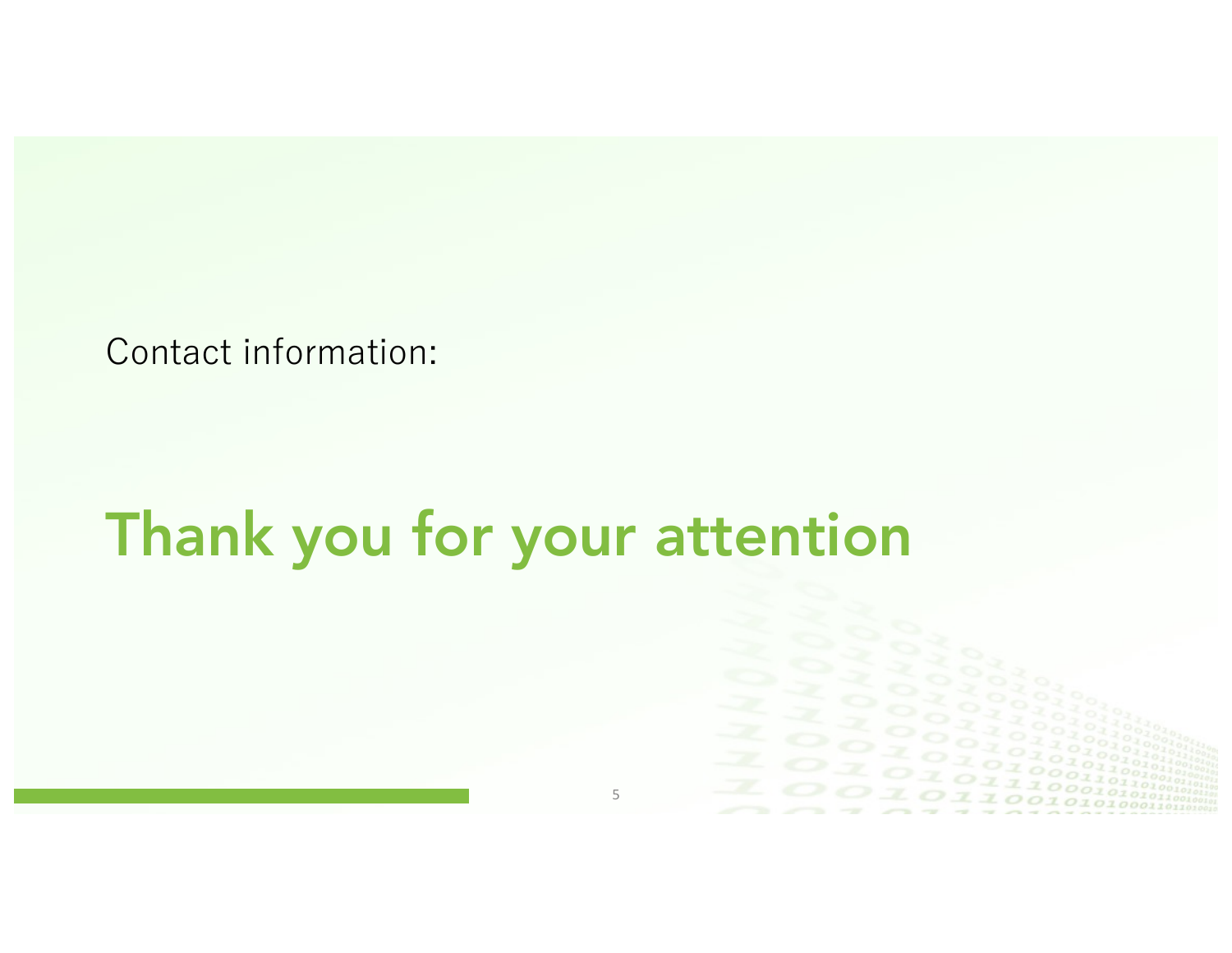Contact information:

# Thank you for your attention